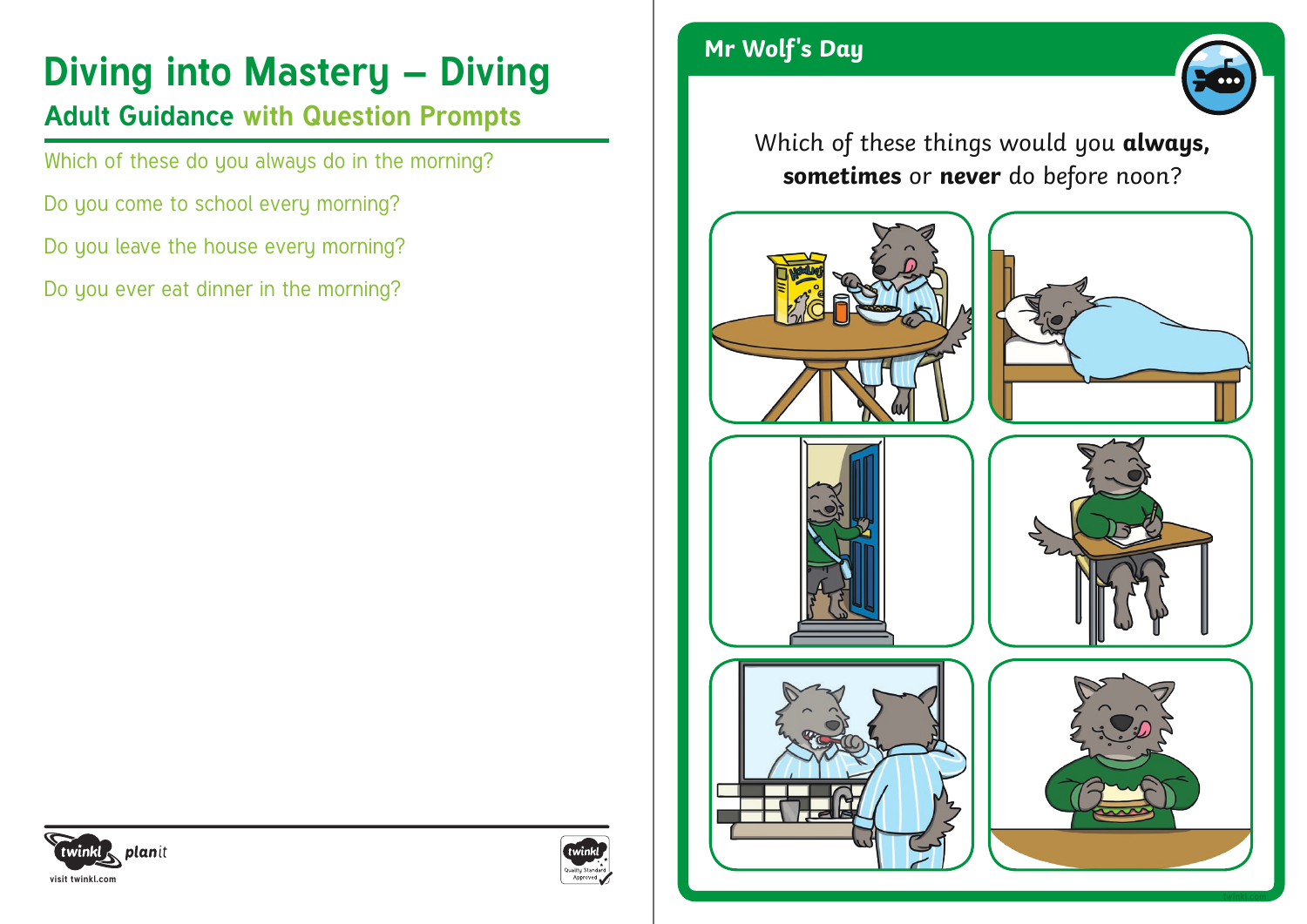# Diving into Mastery – Diving

## Adult Guidance with Question Prompts

Which of these do you always do in the morning?

Do you come to school every morning?

Do you leave the house every morning?

Do you ever eat dinner in the morning?

## Mr Wolf's Day

Which of these things would you **always, sometimes** or **never** do before noon?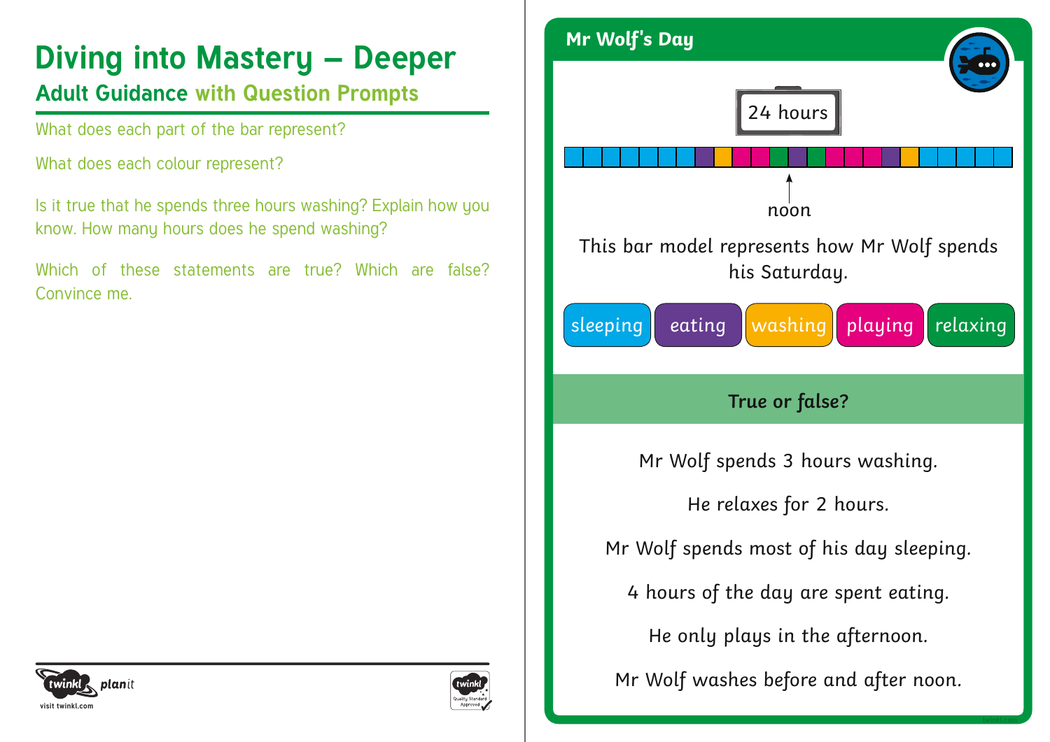# Diving into Mastery – Deeper

## Adult Guidance with Question Prompts

What does each part of the bar represent?

What does each colour represent?

Is it true that he spends three hours washing? Explain how you know. How many hours does he spend washing?

Which of these statements are true? Which are false? Convince me.

## Mr Wolf's Day

24 hours

noon

This bar model represents how Mr Wolf spends his Saturday.

sleeping | eating | washing | playing | relaxing

### True or false?

Mr Wolf spends 3 hours washing.

He relaxes for 2 hours.

Mr Wolf spends most of his day sleeping.

4 hours of the day are spent eating.

He only plays in the afternoon.

Mr Wolf washes before and after noon.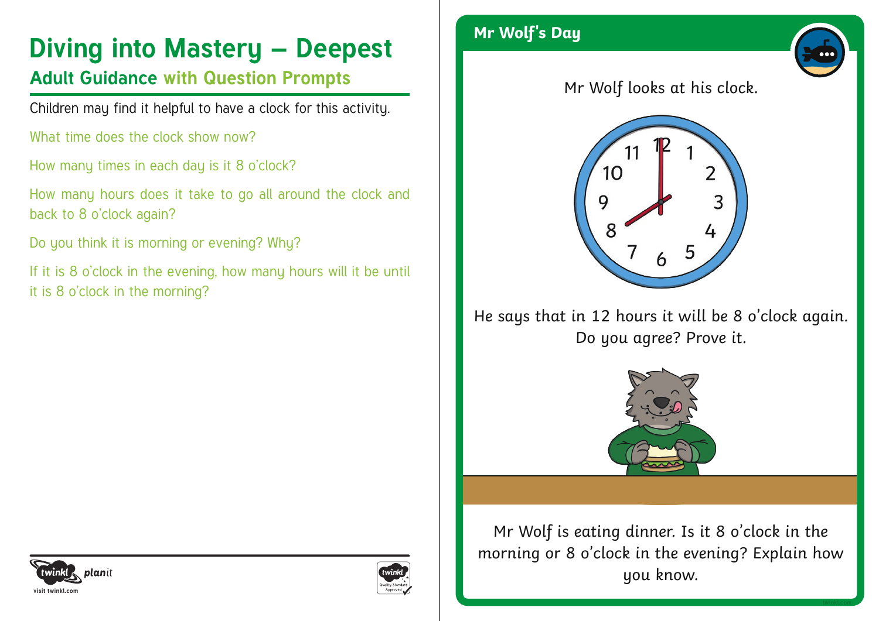# Diving into Mastery – Deepest

## Adult Guidance with Question Prompts

Children may find it helpful to have a clock for this activity.

What time does the clock show now?

How many times in each day is it 8 o'clock?

How many hours does it take to go all around the clock and back to 8 o'clock again?

Do you think it is morning or evening? Why?

If it is 8 o'clock in the evening, how many hours will it be until it is 8 o'clock in the morning?

## Mr Wolf's Day

Mr Wolf looks at his clock.

He says that in 12 hours it will be 8 o'clock again. Do you agree? Prove it.

Mr Wolf is eating dinner. Is it 8 o'clock in the morning or 8 o'clock in the evening? Explain how you know.